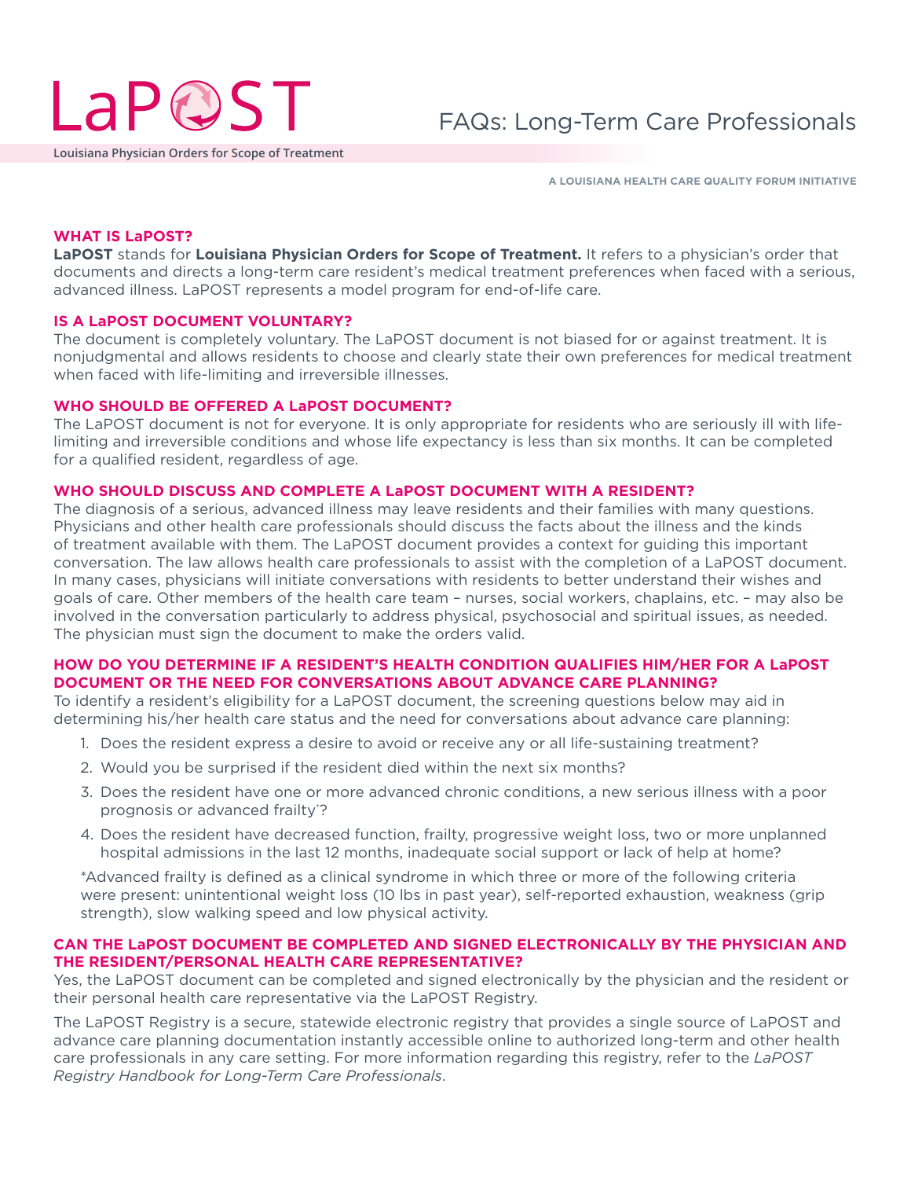# LaPOST

Louisiana Physician Orders for Scope of Treatment

## FAQs: Long-Term Care Professionals

A LOUISIANA HEALTH CARE QUALITY FORUM INITIATIVE

### WHAT IS LaPOST?

**LaPOST** stands for **Louisiana Physician Orders for Scope of Treatment.** It refers to a physician's order that documents and directs a long-term care resident's medical treatment preferences when faced with a serious, advanced illness. LaPOST represents a model program for end-of-life care.

### IS A LaPOST DOCUMENT VOLUNTARY?

The document is completely voluntary. The LaPOST document is not biased for or against treatment. It is nonjudgmental and allows residents to choose and clearly state their own preferences for medical treatment when faced with life-limiting and irreversible illnesses.

### WHO SHOULD BE OFFERED A LaPOST DOCUMENT?

The LaPOST document is not for everyone. It is only appropriate for residents who are seriously ill with life-limiting and irreversible conditions and whose life expectancy is less than six months. It can be completed for a qualified resident, regardless of age.

### WHO SHOULD DISCUSS AND COMPLETE A LaPOST DOCUMENT WITH A RESIDENT?

The diagnosis of a serious, advanced illness may leave residents and their families with many questions. Physicians and other health care professionals should discuss the facts about the illness and the kinds of treatment available with them. The LaPOST document provides a context for guiding this important conversation. The law allows health care professionals to assist with the completion of a LaPOST document. In many cases, physicians will initiate conversations with residents to better understand their wishes and goals of care. Other members of the health care team – nurses, social workers, chaplains, etc. – may also be involved in the conversation particularly to address physical, psychosocial and spiritual issues, as needed. The physician must sign the document to make the orders valid.

### HOW DO YOU DETERMINE IF A RESIDENT'S HEALTH CONDITION QUALIFIES HIM/HER FOR A LaPOST DOCUMENT OR THE NEED FOR CONVERSATIONS ABOUT ADVANCE CARE PLANNING?

To identify a resident's eligibility for a LaPOST document, the screening questions below may aid in determining his/her health care status and the need for conversations about advance care planning:

1. Does the resident express a desire to avoid or receive any or all life-sustaining treatment?
2. Would you be surprised if the resident died within the next six months?
3. Does the resident have one or more advanced chronic conditions, a new serious illness with a poor prognosis or advanced frailty*?
4. Does the resident have decreased function, frailty, progressive weight loss, two or more unplanned hospital admissions in the last 12 months, inadequate social support or lack of help at home?

*Advanced frailty is defined as a clinical syndrome in which three or more of the following criteria were present: unintentional weight loss (10 lbs in past year), self-reported exhaustion, weakness (grip strength), slow walking speed and low physical activity.

### CAN THE LaPOST DOCUMENT BE COMPLETED AND SIGNED ELECTRONICALLY BY THE PHYSICIAN AND THE RESIDENT/PERSONAL HEALTH CARE REPRESENTATIVE?

Yes, the LaPOST document can be completed and signed electronically by the physician and the resident or their personal health care representative via the LaPOST Registry.

The LaPOST Registry is a secure, statewide electronic registry that provides a single source of LaPOST and advance care planning documentation instantly accessible online to authorized long-term and other health care professionals in any care setting. For more information regarding this registry, refer to the *LaPOST Registry Handbook for Long-Term Care Professionals*.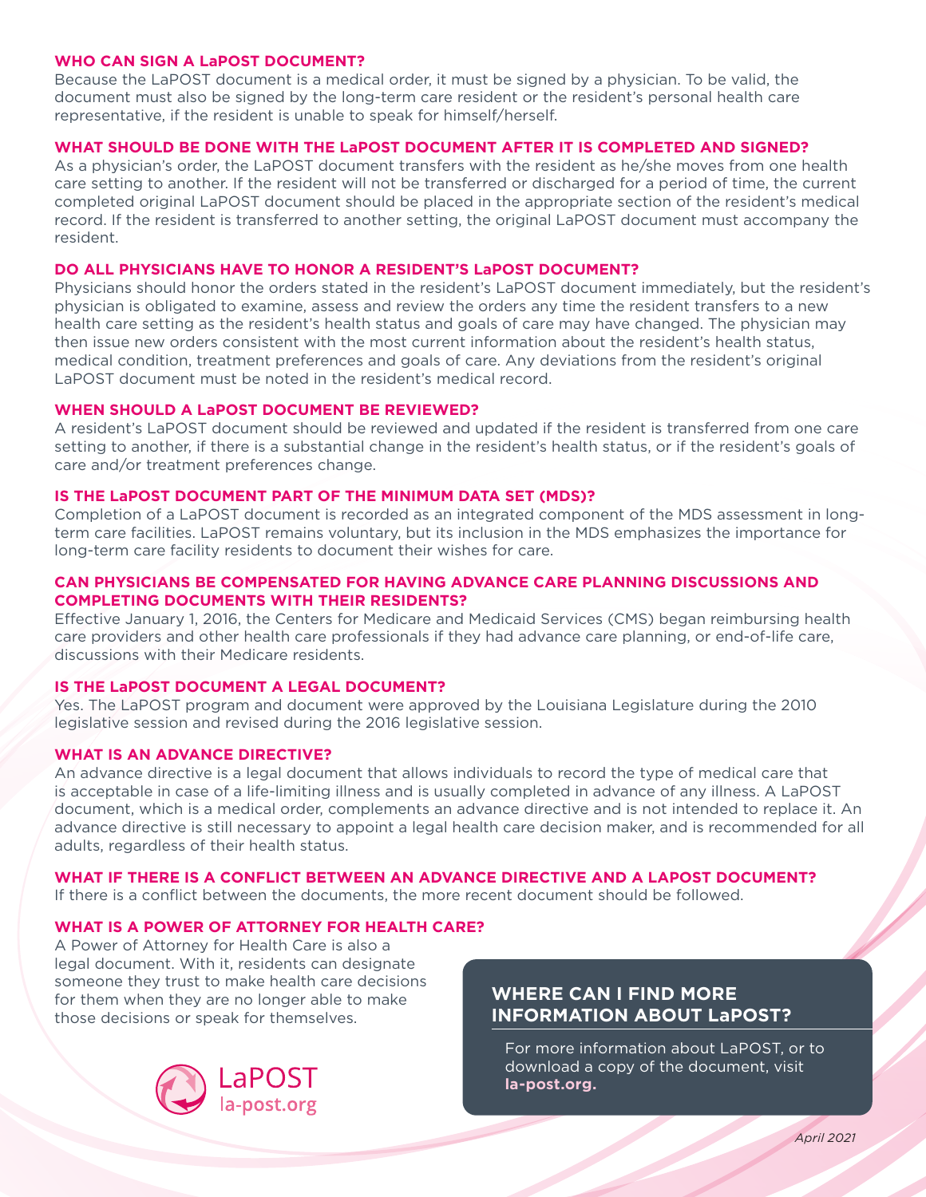## WHO CAN SIGN A LaPOST DOCUMENT?

Because the LaPOST document is a medical order, it must be signed by a physician. To be valid, the document must also be signed by the long-term care resident or the resident's personal health care representative, if the resident is unable to speak for himself/herself.

## WHAT SHOULD BE DONE WITH THE LaPOST DOCUMENT AFTER IT IS COMPLETED AND SIGNED?

As a physician's order, the LaPOST document transfers with the resident as he/she moves from one health care setting to another. If the resident will not be transferred or discharged for a period of time, the current completed original LaPOST document should be placed in the appropriate section of the resident's medical record. If the resident is transferred to another setting, the original LaPOST document must accompany the resident.

## DO ALL PHYSICIANS HAVE TO HONOR A RESIDENT'S LaPOST DOCUMENT?

Physicians should honor the orders stated in the resident's LaPOST document immediately, but the resident's physician is obligated to examine, assess and review the orders any time the resident transfers to a new health care setting as the resident's health status and goals of care may have changed. The physician may then issue new orders consistent with the most current information about the resident's health status, medical condition, treatment preferences and goals of care. Any deviations from the resident's original LaPOST document must be noted in the resident's medical record.

## WHEN SHOULD A LaPOST DOCUMENT BE REVIEWED?

A resident's LaPOST document should be reviewed and updated if the resident is transferred from one care setting to another, if there is a substantial change in the resident's health status, or if the resident's goals of care and/or treatment preferences change.

## IS THE LaPOST DOCUMENT PART OF THE MINIMUM DATA SET (MDS)?

Completion of a LaPOST document is recorded as an integrated component of the MDS assessment in long-term care facilities. LaPOST remains voluntary, but its inclusion in the MDS emphasizes the importance for long-term care facility residents to document their wishes for care.

## CAN PHYSICIANS BE COMPENSATED FOR HAVING ADVANCE CARE PLANNING DISCUSSIONS AND COMPLETING DOCUMENTS WITH THEIR RESIDENTS?

Effective January 1, 2016, the Centers for Medicare and Medicaid Services (CMS) began reimbursing health care providers and other health care professionals if they had advance care planning, or end-of-life care, discussions with their Medicare residents.

## IS THE LaPOST DOCUMENT A LEGAL DOCUMENT?

Yes. The LaPOST program and document were approved by the Louisiana Legislature during the 2010 legislative session and revised during the 2016 legislative session.

## WHAT IS AN ADVANCE DIRECTIVE?

An advance directive is a legal document that allows individuals to record the type of medical care that is acceptable in case of a life-limiting illness and is usually completed in advance of any illness. A LaPOST document, which is a medical order, complements an advance directive and is not intended to replace it. An advance directive is still necessary to appoint a legal health care decision maker, and is recommended for all adults, regardless of their health status.

## WHAT IF THERE IS A CONFLICT BETWEEN AN ADVANCE DIRECTIVE AND A LAPOST DOCUMENT?

If there is a conflict between the documents, the more recent document should be followed.

## WHAT IS A POWER OF ATTORNEY FOR HEALTH CARE?

A Power of Attorney for Health Care is also a legal document. With it, residents can designate someone they trust to make health care decisions for them when they are no longer able to make those decisions or speak for themselves.

LaPOST
la-post.org

## WHERE CAN I FIND MORE INFORMATION ABOUT LaPOST?

For more information about LaPOST, or to download a copy of the document, visit **la-post.org.**

*April 2021*